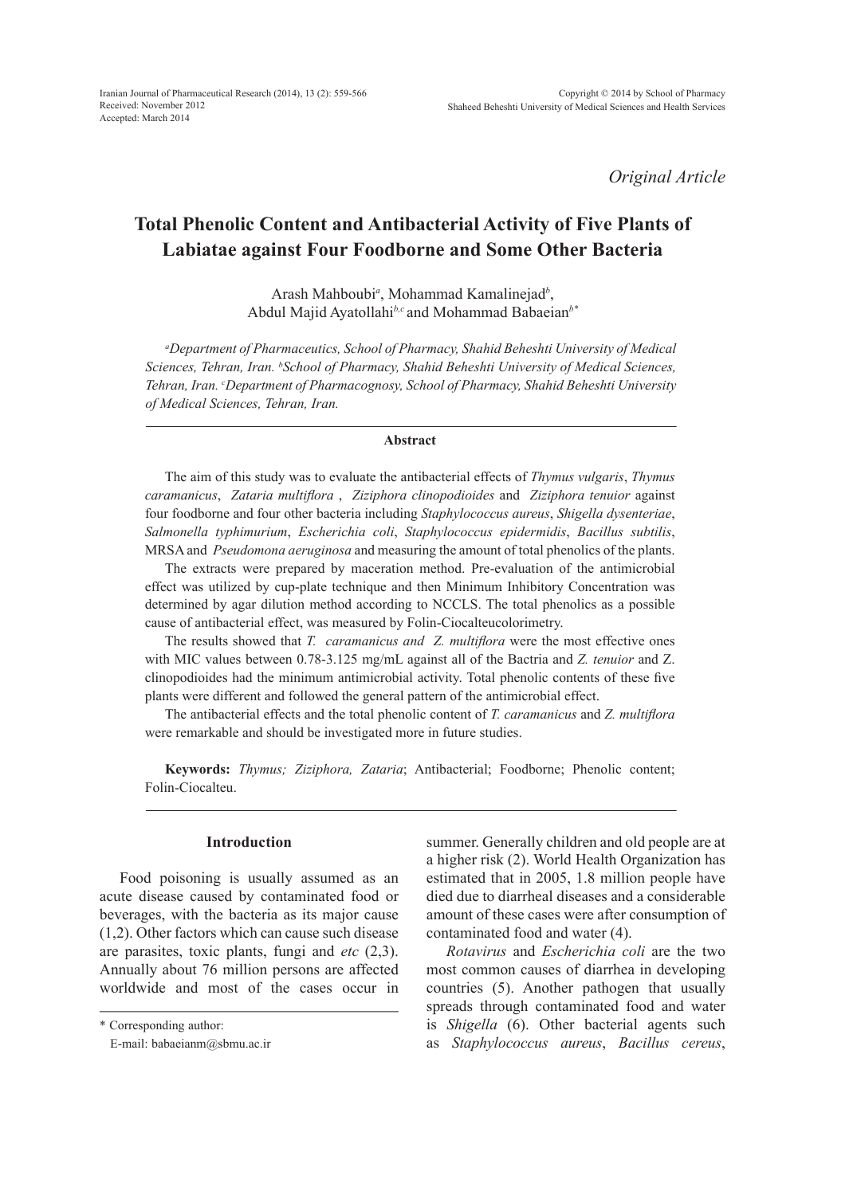*Original Article*

# Total Phenolic Content and Antibacterial Activity of Five Plants of Labiatae against Four Foodborne and Some Other Bacteria

Arash Mahboubi[a], Mohammad Kamalinejad[b], Abdul Majid Ayatollahi[b,c] and Mohammad Babaeian[b*]

[a]*Department of Pharmaceutics, School of Pharmacy, Shahid Beheshti University of Medical Sciences, Tehran, Iran.* [b]*School of Pharmacy, Shahid Beheshti University of Medical Sciences, Tehran, Iran.* [c]*Department of Pharmacognosy, School of Pharmacy, Shahid Beheshti University of Medical Sciences, Tehran, Iran.*

## Abstract

The aim of this study was to evaluate the antibacterial effects of *Thymus vulgaris*, *Thymus caramanicus*, *Zataria multiflora* , *Ziziphora clinopodioides* and *Ziziphora tenuior* against four foodborne and four other bacteria including *Staphylococcus aureus*, *Shigella dysenteriae*, *Salmonella typhimurium*, *Escherichia coli*, *Staphylococcus epidermidis*, *Bacillus subtilis*, MRSA and *Pseudomona aeruginosa* and measuring the amount of total phenolics of the plants.

The extracts were prepared by maceration method. Pre-evaluation of the antimicrobial effect was utilized by cup-plate technique and then Minimum Inhibitory Concentration was determined by agar dilution method according to NCCLS. The total phenolics as a possible cause of antibacterial effect, was measured by Folin-Ciocalteucolorimetry.

The results showed that *T. caramanicus and Z. multiflora* were the most effective ones with MIC values between 0.78-3.125 mg/mL against all of the Bactria and *Z. tenuior* and Z. clinopodioides had the minimum antimicrobial activity. Total phenolic contents of these five plants were different and followed the general pattern of the antimicrobial effect.

The antibacterial effects and the total phenolic content of *T. caramanicus* and *Z. multiflora* were remarkable and should be investigated more in future studies.

**Keywords:** *Thymus; Ziziphora, Zataria*; Antibacterial; Foodborne; Phenolic content; Folin-Ciocalteu.

## Introduction

Food poisoning is usually assumed as an acute disease caused by contaminated food or beverages, with the bacteria as its major cause (1,2). Other factors which can cause such disease are parasites, toxic plants, fungi and *etc* (2,3). Annually about 76 million persons are affected worldwide and most of the cases occur in summer. Generally children and old people are at a higher risk (2). World Health Organization has estimated that in 2005, 1.8 million people have died due to diarrheal diseases and a considerable amount of these cases were after consumption of contaminated food and water (4).

*Rotavirus* and *Escherichia coli* are the two most common causes of diarrhea in developing countries (5). Another pathogen that usually spreads through contaminated food and water is *Shigella* (6). Other bacterial agents such as *Staphylococcus aureus*, *Bacillus cereus*,

\* Corresponding author:
E-mail: babaeianm@sbmu.ac.ir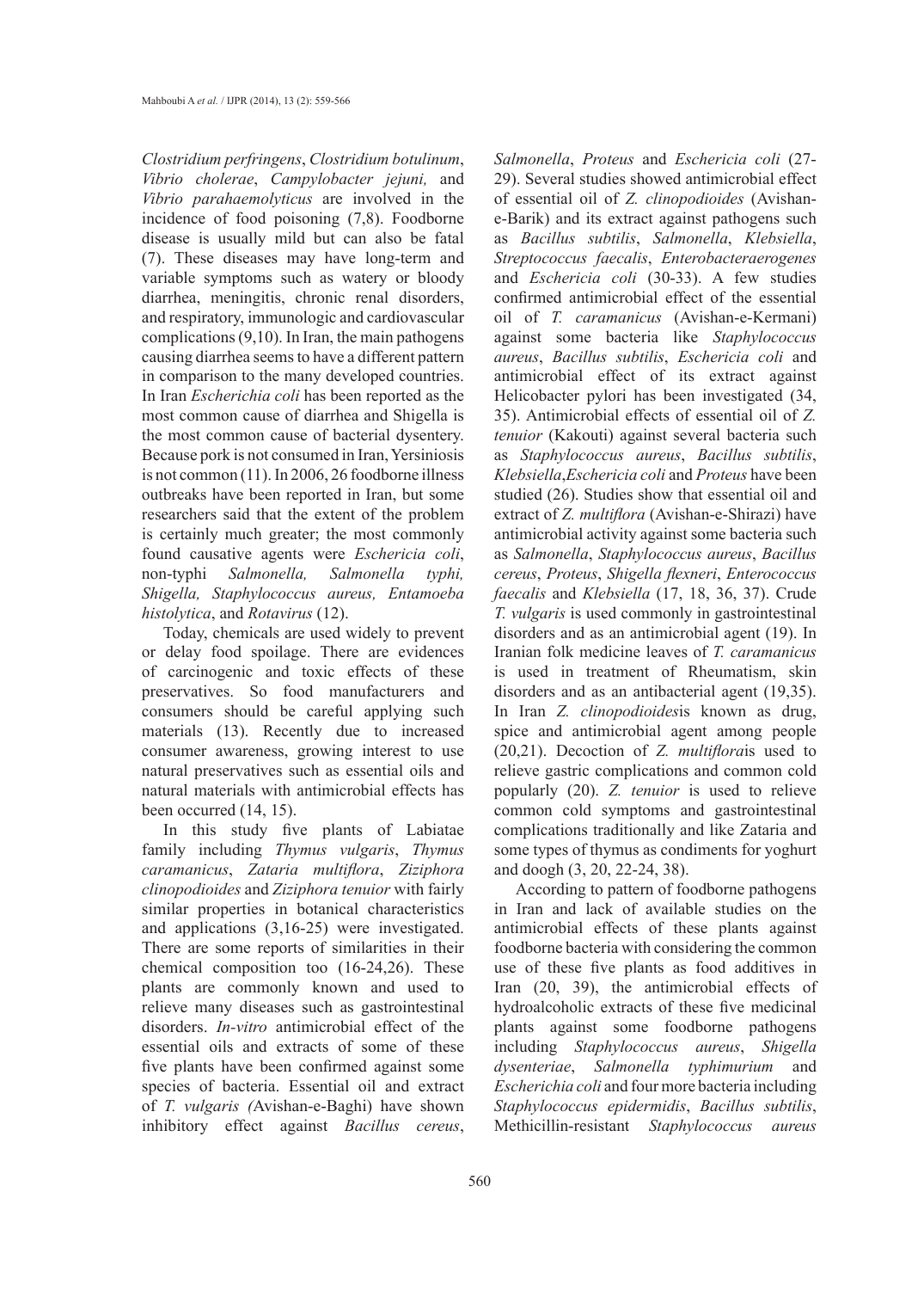*Clostridium perfringens*, *Clostridium botulinum*, *Vibrio cholerae*, *Campylobacter jejuni,* and *Vibrio parahaemolyticus* are involved in the incidence of food poisoning (7,8). Foodborne disease is usually mild but can also be fatal (7). These diseases may have long-term and variable symptoms such as watery or bloody diarrhea, meningitis, chronic renal disorders, and respiratory, immunologic and cardiovascular complications (9,10). In Iran, the main pathogens causing diarrhea seems to have a different pattern in comparison to the many developed countries. In Iran *Escherichia coli* has been reported as the most common cause of diarrhea and Shigella is the most common cause of bacterial dysentery. Because pork is not consumed in Iran, Yersiniosis is not common (11). In 2006, 26 foodborne illness outbreaks have been reported in Iran, but some researchers said that the extent of the problem is certainly much greater; the most commonly found causative agents were *Escherichia coli*, non-typhi *Salmonella, Salmonella typhi, Shigella, Staphylococcus aureus, Entamoeba histolytica*, and *Rotavirus* (12).

Today, chemicals are used widely to prevent or delay food spoilage. There are evidences of carcinogenic and toxic effects of these preservatives. So food manufacturers and consumers should be careful applying such materials (13). Recently due to increased consumer awareness, growing interest to use natural preservatives such as essential oils and natural materials with antimicrobial effects has been occurred (14, 15).

In this study five plants of Labiatae family including *Thymus vulgaris*, *Thymus caramanicus*, *Zataria multiflora*, *Ziziphora clinopodioides* and *Ziziphora tenuior* with fairly similar properties in botanical characteristics and applications (3,16-25) were investigated. There are some reports of similarities in their chemical composition too (16-24,26). These plants are commonly known and used to relieve many diseases such as gastrointestinal disorders. *In-vitro* antimicrobial effect of the essential oils and extracts of some of these five plants have been confirmed against some species of bacteria. Essential oil and extract of *T. vulgaris (*Avishan-e-Baghi) have shown inhibitory effect against *Bacillus cereus*, *Salmonella*, *Proteus* and *Eschericia coli* (27-29). Several studies showed antimicrobial effect of essential oil of *Z. clinopodioides* (Avishan-e-Barik) and its extract against pathogens such as *Bacillus subtilis*, *Salmonella*, *Klebsiella*, *Streptococcus faecalis*, *Enterobacteraerogenes* and *Eschericia coli* (30-33). A few studies confirmed antimicrobial effect of the essential oil of *T. caramanicus* (Avishan-e-Kermani) against some bacteria like *Staphylococcus aureus*, *Bacillus subtilis*, *Eschericia coli* and antimicrobial effect of its extract against Helicobacter pylori has been investigated (34, 35). Antimicrobial effects of essential oil of *Z. tenuior* (Kakouti) against several bacteria such as *Staphylococcus aureus*, *Bacillus subtilis*, *Klebsiella*,*Eschericia coli* and *Proteus* have been studied (26). Studies show that essential oil and extract of *Z. multiflora* (Avishan-e-Shirazi) have antimicrobial activity against some bacteria such as *Salmonella*, *Staphylococcus aureus*, *Bacillus cereus*, *Proteus*, *Shigella flexneri*, *Enterococcus faecalis* and *Klebsiella* (17, 18, 36, 37). Crude *T. vulgaris* is used commonly in gastrointestinal disorders and as an antimicrobial agent (19). In Iranian folk medicine leaves of *T. caramanicus* is used in treatment of Rheumatism, skin disorders and as an antibacterial agent (19,35). In Iran *Z. clinopodioides*is known as drug, spice and antimicrobial agent among people (20,21). Decoction of *Z. multiflora*is used to relieve gastric complications and common cold popularly (20). *Z. tenuior* is used to relieve common cold symptoms and gastrointestinal complications traditionally and like Zataria and some types of thymus as condiments for yoghurt and doogh (3, 20, 22-24, 38).

According to pattern of foodborne pathogens in Iran and lack of available studies on the antimicrobial effects of these plants against foodborne bacteria with considering the common use of these five plants as food additives in Iran (20, 39), the antimicrobial effects of hydroalcoholic extracts of these five medicinal plants against some foodborne pathogens including *Staphylococcus aureus*, *Shigella dysenteriae*, *Salmonella typhimurium* and *Escherichia coli* and four more bacteria including *Staphylococcus epidermidis*, *Bacillus subtilis*, Methicillin-resistant *Staphylococcus aureus*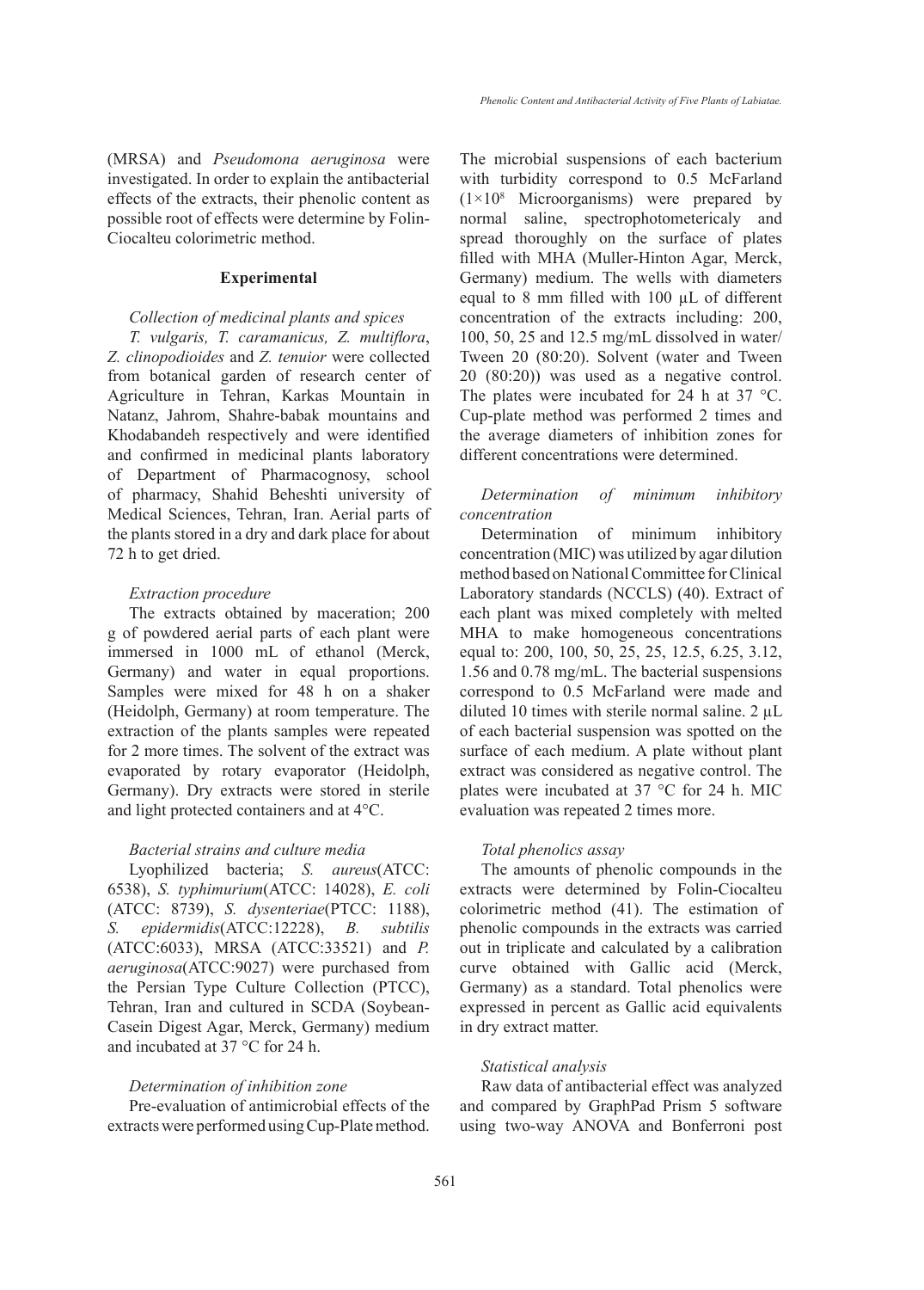(MRSA) and *Pseudomona aeruginosa* were investigated. In order to explain the antibacterial effects of the extracts, their phenolic content as possible root of effects were determine by Folin-Ciocalteu colorimetric method.

## Experimental

### *Collection of medicinal plants and spices*

*T. vulgaris, T. caramanicus, Z. multiflora*, *Z. clinopodioides* and *Z. tenuior* were collected from botanical garden of research center of Agriculture in Tehran, Karkas Mountain in Natanz, Jahrom, Shahre-babak mountains and Khodabandeh respectively and were identified and confirmed in medicinal plants laboratory of Department of Pharmacognosy, school of pharmacy, Shahid Beheshti university of Medical Sciences, Tehran, Iran. Aerial parts of the plants stored in a dry and dark place for about 72 h to get dried.

### *Extraction procedure*

The extracts obtained by maceration; 200 g of powdered aerial parts of each plant were immersed in 1000 mL of ethanol (Merck, Germany) and water in equal proportions. Samples were mixed for 48 h on a shaker (Heidolph, Germany) at room temperature. The extraction of the plants samples were repeated for 2 more times. The solvent of the extract was evaporated by rotary evaporator (Heidolph, Germany). Dry extracts were stored in sterile and light protected containers and at 4°C.

### *Bacterial strains and culture media*

Lyophilized bacteria; *S. aureus*(ATCC: 6538), *S. typhimurium*(ATCC: 14028), *E. coli* (ATCC: 8739), *S. dysenteriae*(PTCC: 1188), *S. epidermidis*(ATCC:12228), *B. subtilis* (ATCC:6033), MRSA (ATCC:33521) and *P. aeruginosa*(ATCC:9027) were purchased from the Persian Type Culture Collection (PTCC), Tehran, Iran and cultured in SCDA (Soybean-Casein Digest Agar, Merck, Germany) medium and incubated at 37 °C for 24 h.

### *Determination of inhibition zone*

Pre-evaluation of antimicrobial effects of the extracts were performed using Cup-Plate method. The microbial suspensions of each bacterium with turbidity correspond to 0.5 McFarland ($1\times10^8$ Microorganisms) were prepared by normal saline, spectrophotometericaly and spread thoroughly on the surface of plates filled with MHA (Muller-Hinton Agar, Merck, Germany) medium. The wells with diameters equal to 8 mm filled with 100 µL of different concentration of the extracts including: 200, 100, 50, 25 and 12.5 mg/mL dissolved in water/ Tween 20 (80:20). Solvent (water and Tween 20 (80:20)) was used as a negative control. The plates were incubated for 24 h at 37 °C. Cup-plate method was performed 2 times and the average diameters of inhibition zones for different concentrations were determined.

### *Determination of minimum inhibitory concentration*

Determination of minimum inhibitory concentration (MIC) was utilized by agar dilution method based on National Committee for Clinical Laboratory standards (NCCLS) (40). Extract of each plant was mixed completely with melted MHA to make homogeneous concentrations equal to: 200, 100, 50, 25, 25, 12.5, 6.25, 3.12, 1.56 and 0.78 mg/mL. The bacterial suspensions correspond to 0.5 McFarland were made and diluted 10 times with sterile normal saline. 2 µL of each bacterial suspension was spotted on the surface of each medium. A plate without plant extract was considered as negative control. The plates were incubated at 37 °C for 24 h. MIC evaluation was repeated 2 times more.

### *Total phenolics assay*

The amounts of phenolic compounds in the extracts were determined by Folin-Ciocalteu colorimetric method (41). The estimation of phenolic compounds in the extracts was carried out in triplicate and calculated by a calibration curve obtained with Gallic acid (Merck, Germany) as a standard. Total phenolics were expressed in percent as Gallic acid equivalents in dry extract matter.

### *Statistical analysis*

Raw data of antibacterial effect was analyzed and compared by GraphPad Prism 5 software using two-way ANOVA and Bonferroni post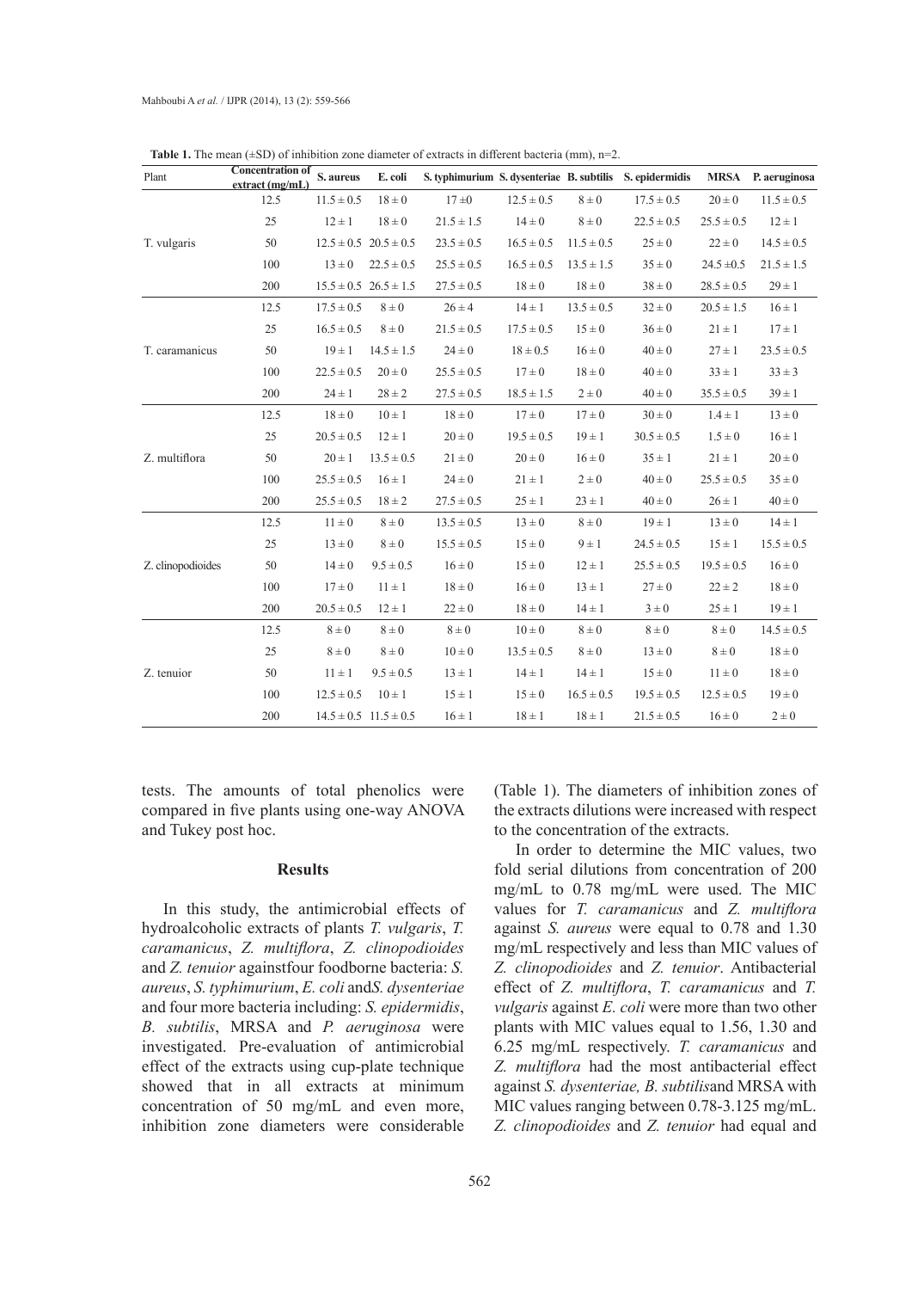**Table 1.** The mean (±SD) of inhibition zone diameter of extracts in different bacteria (mm), n=2.

| Plant | Concentration of extract (mg/mL) | S. aureus | E. coli | S. typhimurium | S. dysenteriae | B. subtilis | S. epidermidis | MRSA | P. aeruginosa |
|---|---|---|---|---|---|---|---|---|---|
| T. vulgaris | 12.5 | 11.5 ± 0.5 | 18 ± 0 | 17 ±0 | 12.5 ± 0.5 | 8 ± 0 | 17.5 ± 0.5 | 20 ± 0 | 11.5 ± 0.5 |
| | 25 | 12 ± 1 | 18 ± 0 | 21.5 ± 1.5 | 14 ± 0 | 8 ± 0 | 22.5 ± 0.5 | 25.5 ± 0.5 | 12 ± 1 |
| | 50 | 12.5 ± 0.5 | 20.5 ± 0.5 | 23.5 ± 0.5 | 16.5 ± 0.5 | 11.5 ± 0.5 | 25 ± 0 | 22 ± 0 | 14.5 ± 0.5 |
| | 100 | 13 ± 0 | 22.5 ± 0.5 | 25.5 ± 0.5 | 16.5 ± 0.5 | 13.5 ± 1.5 | 35 ± 0 | 24.5 ±0.5 | 21.5 ± 1.5 |
| | 200 | 15.5 ± 0.5 | 26.5 ± 1.5 | 27.5 ± 0.5 | 18 ± 0 | 18 ± 0 | 38 ± 0 | 28.5 ± 0.5 | 29 ± 1 |
| T. caramanicus | 12.5 | 17.5 ± 0.5 | 8 ± 0 | 26 ± 4 | 14 ± 1 | 13.5 ± 0.5 | 32 ± 0 | 20.5 ± 1.5 | 16 ± 1 |
| | 25 | 16.5 ± 0.5 | 8 ± 0 | 21.5 ± 0.5 | 17.5 ± 0.5 | 15 ± 0 | 36 ± 0 | 21 ± 1 | 17 ± 1 |
| | 50 | 19 ± 1 | 14.5 ± 1.5 | 24 ± 0 | 18 ± 0.5 | 16 ± 0 | 40 ± 0 | 27 ± 1 | 23.5 ± 0.5 |
| | 100 | 22.5 ± 0.5 | 20 ± 0 | 25.5 ± 0.5 | 17 ± 0 | 18 ± 0 | 40 ± 0 | 33 ± 1 | 33 ± 3 |
| | 200 | 24 ± 1 | 28 ± 2 | 27.5 ± 0.5 | 18.5 ± 1.5 | 2 ± 0 | 40 ± 0 | 35.5 ± 0.5 | 39 ± 1 |
| Z. multiflora | 12.5 | 18 ± 0 | 10 ± 1 | 18 ± 0 | 17 ± 0 | 17 ± 0 | 30 ± 0 | 1.4 ± 1 | 13 ± 0 |
| | 25 | 20.5 ± 0.5 | 12 ± 1 | 20 ± 0 | 19.5 ± 0.5 | 19 ± 1 | 30.5 ± 0.5 | 1.5 ± 0 | 16 ± 1 |
| | 50 | 20 ± 1 | 13.5 ± 0.5 | 21 ± 0 | 20 ± 0 | 16 ± 0 | 35 ± 1 | 21 ± 1 | 20 ± 0 |
| | 100 | 25.5 ± 0.5 | 16 ± 1 | 24 ± 0 | 21 ± 1 | 2 ± 0 | 40 ± 0 | 25.5 ± 0.5 | 35 ± 0 |
| | 200 | 25.5 ± 0.5 | 18 ± 2 | 27.5 ± 0.5 | 25 ± 1 | 23 ± 1 | 40 ± 0 | 26 ± 1 | 40 ± 0 |
| Z. clinopodioides | 12.5 | 11 ± 0 | 8 ± 0 | 13.5 ± 0.5 | 13 ± 0 | 8 ± 0 | 19 ± 1 | 13 ± 0 | 14 ± 1 |
| | 25 | 13 ± 0 | 8 ± 0 | 15.5 ± 0.5 | 15 ± 0 | 9 ± 1 | 24.5 ± 0.5 | 15 ± 1 | 15.5 ± 0.5 |
| | 50 | 14 ± 0 | 9.5 ± 0.5 | 16 ± 0 | 15 ± 0 | 12 ± 1 | 25.5 ± 0.5 | 19.5 ± 0.5 | 16 ± 0 |
| | 100 | 17 ± 0 | 11 ± 1 | 18 ± 0 | 16 ± 0 | 13 ± 1 | 27 ± 0 | 22 ± 2 | 18 ± 0 |
| | 200 | 20.5 ± 0.5 | 12 ± 1 | 22 ± 0 | 18 ± 0 | 14 ± 1 | 3 ± 0 | 25 ± 1 | 19 ± 1 |
| Z. tenuior | 12.5 | 8 ± 0 | 8 ± 0 | 8 ± 0 | 10 ± 0 | 8 ± 0 | 8 ± 0 | 8 ± 0 | 14.5 ± 0.5 |
| | 25 | 8 ± 0 | 8 ± 0 | 10 ± 0 | 13.5 ± 0.5 | 8 ± 0 | 13 ± 0 | 8 ± 0 | 18 ± 0 |
| | 50 | 11 ± 1 | 9.5 ± 0.5 | 13 ± 1 | 14 ± 1 | 14 ± 1 | 15 ± 0 | 11 ± 0 | 18 ± 0 |
| | 100 | 12.5 ± 0.5 | 10 ± 1 | 15 ± 1 | 15 ± 0 | 16.5 ± 0.5 | 19.5 ± 0.5 | 12.5 ± 0.5 | 19 ± 0 |
| | 200 | 14.5 ± 0.5 | 11.5 ± 0.5 | 16 ± 1 | 18 ± 1 | 18 ± 1 | 21.5 ± 0.5 | 16 ± 0 | 2 ± 0 |

tests. The amounts of total phenolics were compared in five plants using one-way ANOVA and Tukey post hoc.

## Results

In this study, the antimicrobial effects of hydroalcoholic extracts of plants *T. vulgaris*, *T. caramanicus*, *Z. multiflora*, *Z. clinopodioides* and *Z. tenuior* againstfour foodborne bacteria: *S. aureus*, *S. typhimurium*, *E. coli* and*S. dysenteriae* and four more bacteria including: *S. epidermidis*, *B. subtilis*, MRSA and *P. aeruginosa* were investigated. Pre-evaluation of antimicrobial effect of the extracts using cup-plate technique showed that in all extracts at minimum concentration of 50 mg/mL and even more, inhibition zone diameters were considerable (Table 1). The diameters of inhibition zones of the extracts dilutions were increased with respect to the concentration of the extracts.

In order to determine the MIC values, two fold serial dilutions from concentration of 200 mg/mL to 0.78 mg/mL were used. The MIC values for *T. caramanicus* and *Z. multiflora* against *S. aureus* were equal to 0.78 and 1.30 mg/mL respectively and less than MIC values of *Z. clinopodioides* and *Z. tenuior*. Antibacterial effect of *Z. multiflora*, *T. caramanicus* and *T. vulgaris* against *E. coli* were more than two other plants with MIC values equal to 1.56, 1.30 and 6.25 mg/mL respectively. *T. caramanicus* and *Z. multiflora* had the most antibacterial effect against *S. dysenteriae, B. subtilis*and MRSA with MIC values ranging between 0.78-3.125 mg/mL. *Z. clinopodioides* and *Z. tenuior* had equal and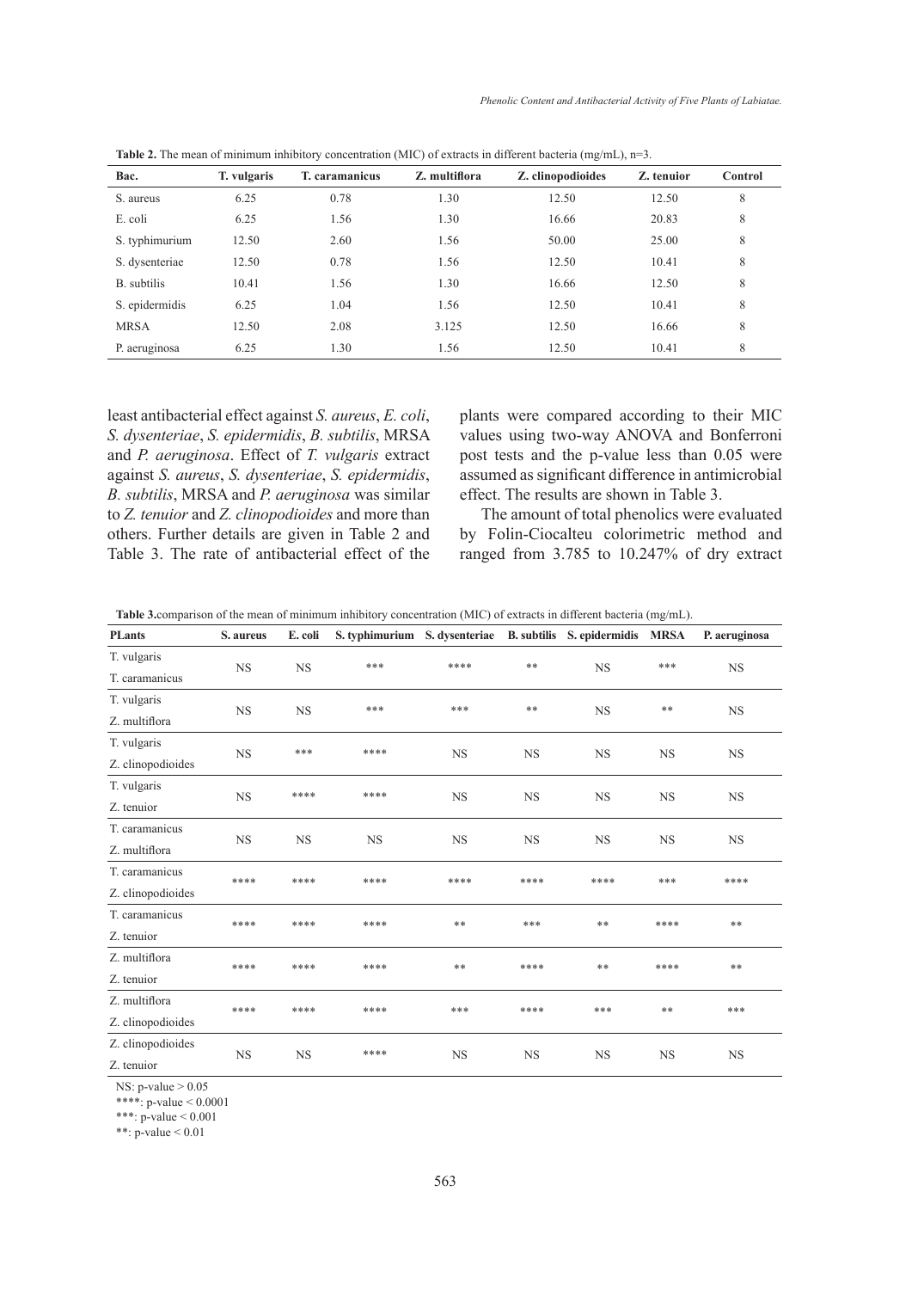**Table 2.** The mean of minimum inhibitory concentration (MIC) of extracts in different bacteria (mg/mL), n=3.

| Bac. | T. vulgaris | T. caramanicus | Z. multiflora | Z. clinopodioides | Z. tenuior | Control |
|---|---|---|---|---|---|---|
| S. aureus | 6.25 | 0.78 | 1.30 | 12.50 | 12.50 | 8 |
| E. coli | 6.25 | 1.56 | 1.30 | 16.66 | 20.83 | 8 |
| S. typhimurium | 12.50 | 2.60 | 1.56 | 50.00 | 25.00 | 8 |
| S. dysenteriae | 12.50 | 0.78 | 1.56 | 12.50 | 10.41 | 8 |
| B. subtilis | 10.41 | 1.56 | 1.30 | 16.66 | 12.50 | 8 |
| S. epidermidis | 6.25 | 1.04 | 1.56 | 12.50 | 10.41 | 8 |
| MRSA | 12.50 | 2.08 | 3.125 | 12.50 | 16.66 | 8 |
| P. aeruginosa | 6.25 | 1.30 | 1.56 | 12.50 | 10.41 | 8 |

least antibacterial effect against *S. aureus*, *E. coli*, *S. dysenteriae*, *S. epidermidis*, *B. subtilis*, MRSA and *P. aeruginosa*. Effect of *T. vulgaris* extract against *S. aureus*, *S. dysenteriae*, *S. epidermidis*, *B. subtilis*, MRSA and *P. aeruginosa* was similar to *Z. tenuior* and *Z. clinopodioides* and more than others. Further details are given in Table 2 and Table 3. The rate of antibacterial effect of the plants were compared according to their MIC values using two-way ANOVA and Bonferroni post tests and the p-value less than 0.05 were assumed as significant difference in antimicrobial effect. The results are shown in Table 3.

The amount of total phenolics were evaluated by Folin-Ciocalteu colorimetric method and ranged from 3.785 to 10.247% of dry extract

**Table 3.**comparison of the mean of minimum inhibitory concentration (MIC) of extracts in different bacteria (mg/mL).

| PLants | S. aureus | E. coli | S. typhimurium | S. dysenteriae | B. subtilis | S. epidermidis | MRSA | P. aeruginosa |
|---|---|---|---|---|---|---|---|---|
| T. vulgaris / T. caramanicus | NS | NS | *** | **** | ** | NS | *** | NS |
| T. vulgaris / Z. multiflora | NS | NS | *** | *** | ** | NS | ** | NS |
| T. vulgaris / Z. clinopodioides | NS | *** | **** | NS | NS | NS | NS | NS |
| T. vulgaris / Z. tenuior | NS | **** | **** | NS | NS | NS | NS | NS |
| T. caramanicus / Z. multiflora | NS | NS | NS | NS | NS | NS | NS | NS |
| T. caramanicus / Z. clinopodioides | **** | **** | **** | **** | **** | **** | *** | **** |
| T. caramanicus / Z. tenuior | **** | **** | **** | ** | *** | ** | **** | ** |
| Z. multiflora / Z. tenuior | **** | **** | **** | ** | **** | ** | **** | ** |
| Z. multiflora / Z. clinopodioides | **** | **** | **** | *** | **** | *** | ** | *** |
| Z. clinopodioides / Z. tenuior | NS | NS | **** | NS | NS | NS | NS | NS |

NS: p-value > 0.05
****: p-value < 0.0001
***: p-value < 0.001
**: p-value < 0.01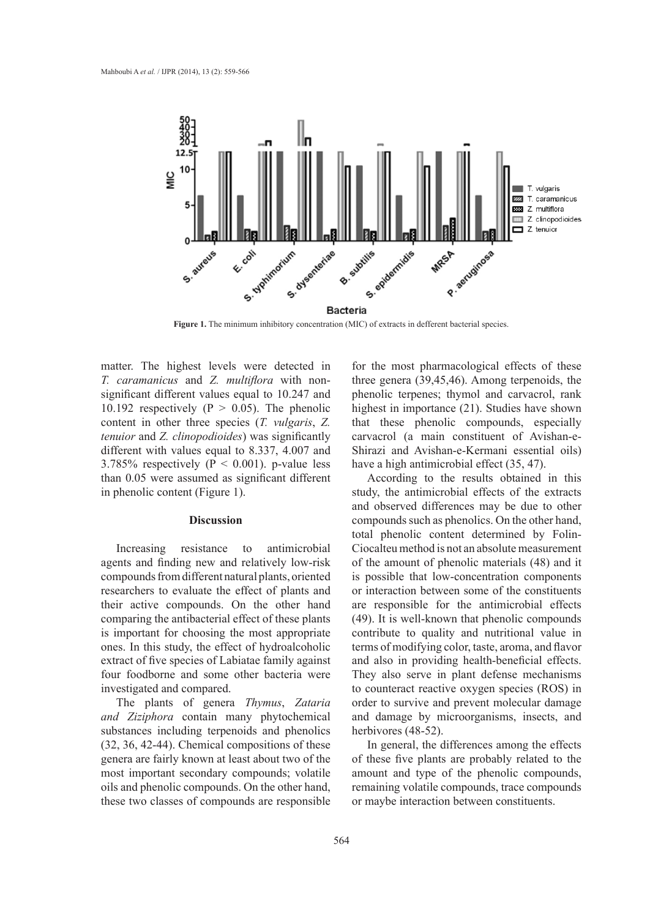**Figure 1.** The minimum inhibitory concentration (MIC) of extracts in defferent bacterial species.

matter. The highest levels were detected in *T. caramanicus* and *Z. multiflora* with non-significant different values equal to 10.247 and 10.192 respectively ($P > 0.05$). The phenolic content in other three species (*T. vulgaris*, *Z. tenuior* and *Z. clinopodioides*) was significantly different with values equal to 8.337, 4.007 and 3.785% respectively ($P < 0.001$). p-value less than 0.05 were assumed as significant different in phenolic content (Figure 1).

## Discussion

Increasing resistance to antimicrobial agents and finding new and relatively low-risk compounds from different natural plants, oriented researchers to evaluate the effect of plants and their active compounds. On the other hand comparing the antibacterial effect of these plants is important for choosing the most appropriate ones. In this study, the effect of hydroalcoholic extract of five species of Labiatae family against four foodborne and some other bacteria were investigated and compared.

The plants of genera *Thymus*, *Zataria and Ziziphora* contain many phytochemical substances including terpenoids and phenolics (32, 36, 42-44). Chemical compositions of these genera are fairly known at least about two of the most important secondary compounds; volatile oils and phenolic compounds. On the other hand, these two classes of compounds are responsible for the most pharmacological effects of these three genera (39,45,46). Among terpenoids, the phenolic terpenes; thymol and carvacrol, rank highest in importance (21). Studies have shown that these phenolic compounds, especially carvacrol (a main constituent of Avishan-e-Shirazi and Avishan-e-Kermani essential oils) have a high antimicrobial effect (35, 47).

According to the results obtained in this study, the antimicrobial effects of the extracts and observed differences may be due to other compounds such as phenolics. On the other hand, total phenolic content determined by Folin-Ciocalteu method is not an absolute measurement of the amount of phenolic materials (48) and it is possible that low-concentration components or interaction between some of the constituents are responsible for the antimicrobial effects (49). It is well-known that phenolic compounds contribute to quality and nutritional value in terms of modifying color, taste, aroma, and flavor and also in providing health-beneficial effects. They also serve in plant defense mechanisms to counteract reactive oxygen species (ROS) in order to survive and prevent molecular damage and damage by microorganisms, insects, and herbivores (48-52).

In general, the differences among the effects of these five plants are probably related to the amount and type of the phenolic compounds, remaining volatile compounds, trace compounds or maybe interaction between constituents.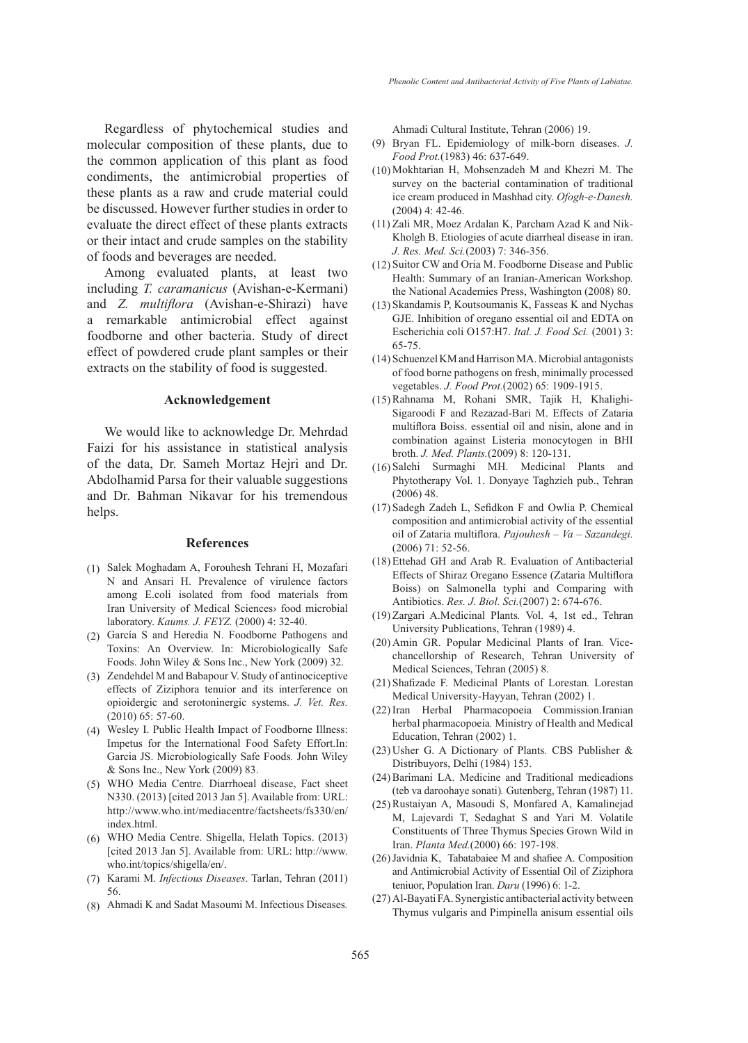Regardless of phytochemical studies and molecular composition of these plants, due to the common application of this plant as food condiments, the antimicrobial properties of these plants as a raw and crude material could be discussed. However further studies in order to evaluate the direct effect of these plants extracts or their intact and crude samples on the stability of foods and beverages are needed.

Among evaluated plants, at least two including *T. caramanicus* (Avishan-e-Kermani) and *Z. multiflora* (Avishan-e-Shirazi) have a remarkable antimicrobial effect against foodborne and other bacteria. Study of direct effect of powdered crude plant samples or their extracts on the stability of food is suggested.

## Acknowledgement

We would like to acknowledge Dr. Mehrdad Faizi for his assistance in statistical analysis of the data, Dr. Sameh Mortaz Hejri and Dr. Abdolhamid Parsa for their valuable suggestions and Dr. Bahman Nikavar for his tremendous helps.

## References

(1) Salek Moghadam A, Forouhesh Tehrani H, Mozafari N and Ansari H. Prevalence of virulence factors among E.coli isolated from food materials from Iran University of Medical Sciences› food microbial laboratory. *Kaums. J. FEYZ.* (2000) 4: 32-40.

(2) García S and Heredia N. Foodborne Pathogens and Toxins: An Overview. In: Microbiologically Safe Foods. John Wiley & Sons Inc., New York (2009) 32.

(3) Zendehdel M and Babapour V. Study of antinociceptive effects of Ziziphora tenuior and its interference on opioidergic and serotoninergic systems. *J. Vet. Res.* (2010) 65: 57-60.

(4) Wesley I. Public Health Impact of Foodborne Illness: Impetus for the International Food Safety Effort.In: Garcia JS. Microbiologically Safe Foods*.* John Wiley & Sons Inc., New York (2009) 83.

(5) WHO Media Centre. Diarrhoeal disease, Fact sheet N330. (2013) [cited 2013 Jan 5]. Available from: URL: http://www.who.int/mediacentre/factsheets/fs330/en/index.html.

(6) WHO Media Centre. Shigella, Helath Topics. (2013) [cited 2013 Jan 5]. Available from: URL: http://www.who.int/topics/shigella/en/.

(7) Karami M. *Infectious Diseases*. Tarlan, Tehran (2011) 56.

(8) Ahmadi K and Sadat Masoumi M. Infectious Diseases*.* Ahmadi Cultural Institute, Tehran (2006) 19.

(9) Bryan FL. Epidemiology of milk-born diseases. *J. Food Prot.*(1983) 46: 637-649.

(10) Mokhtarian H, Mohsenzadeh M and Khezri M. The survey on the bacterial contamination of traditional ice cream produced in Mashhad city. *Ofogh-e-Danesh.* (2004) 4: 42-46.

(11) Zali MR, Moez Ardalan K, Parcham Azad K and Nik-Kholgh B. Etiologies of acute diarrheal disease in iran. *J. Res. Med. Sci.*(2003) 7: 346-356.

(12) Suitor CW and Oria M. Foodborne Disease and Public Health: Summary of an Iranian-American Workshop*.* the National Academies Press, Washington (2008) 80.

(13) Skandamis P, Koutsoumanis K, Fasseas K and Nychas GJE. Inhibition of oregano essential oil and EDTA on Escherichia coli O157:H7. *Ital. J. Food Sci.* (2001) 3: 65-75.

(14) Schuenzel KM and Harrison MA. Microbial antagonists of food borne pathogens on fresh, minimally processed vegetables. *J. Food Prot.*(2002) 65: 1909-1915.

(15) Rahnama M, Rohani SMR, Tajik H, Khalighi-Sigaroodi F and Rezazad-Bari M. Effects of Zataria multiflora Boiss. essential oil and nisin, alone and in combination against Listeria monocytogen in BHI broth. *J. Med. Plants.*(2009) 8: 120-131.

(16) Salehi Surmaghi MH. Medicinal Plants and Phytotherapy Vol. 1. Donyaye Taghzieh pub., Tehran (2006) 48.

(17) Sadegh Zadeh L, Sefidkon F and Owlia P. Chemical composition and antimicrobial activity of the essential oil of Zataria multiflora. *Pajouhesh – Va – Sazandegi.* (2006) 71: 52-56.

(18) Ettehad GH and Arab R. Evaluation of Antibacterial Effects of Shiraz Oregano Essence (Zataria Multiflora Boiss) on Salmonella typhi and Comparing with Antibiotics. *Res. J. Biol. Sci.*(2007) 2: 674-676.

(19) Zargari A.Medicinal Plants*.* Vol. 4, 1st ed., Tehran University Publications, Tehran (1989) 4.

(20) Amin GR. Popular Medicinal Plants of Iran*.* Vice-chancellorship of Research, Tehran University of Medical Sciences, Tehran (2005) 8.

(21) Shafizade F. Medicinal Plants of Lorestan*.* Lorestan Medical University-Hayyan, Tehran (2002) 1.

(22) Iran Herbal Pharmacopoeia Commission.Iranian herbal pharmacopoeia*.* Ministry of Health and Medical Education, Tehran (2002) 1.

(23) Usher G. A Dictionary of Plants*.* CBS Publisher & Distribuyors, Delhi (1984) 153.

(24) Barimani LA. Medicine and Traditional medicadions (teb va daroohaye sonati)*.* Gutenberg, Tehran (1987) 11.

(25) Rustaiyan A, Masoudi S, Monfared A, Kamalinejad M, Lajevardi T, Sedaghat S and Yari M. Volatile Constituents of Three Thymus Species Grown Wild in Iran. *Planta Med.*(2000) 66: 197-198.

(26) Javidnia K, Tabatabaiee M and shafiee A. Composition and Antimicrobial Activity of Essential Oil of Ziziphora teniuor, Population Iran. *Daru* (1996) 6: 1-2.

(27) Al-Bayati FA. Synergistic antibacterial activity between Thymus vulgaris and Pimpinella anisum essential oils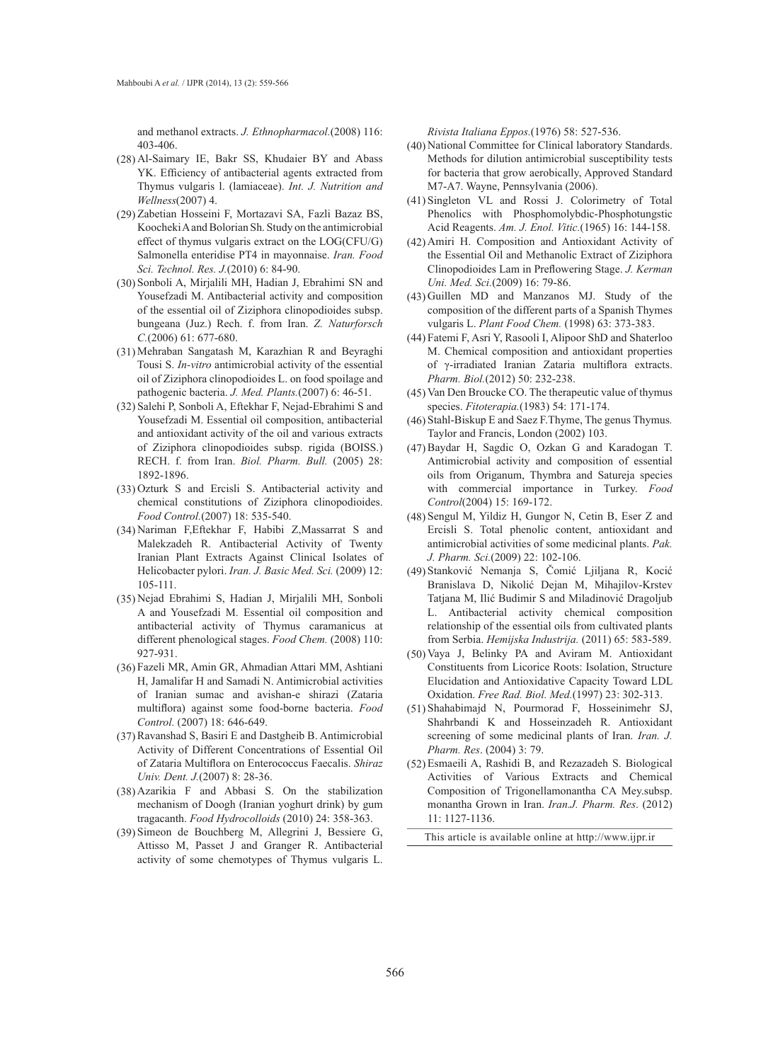and methanol extracts. *J. Ethnopharmacol.*(2008) 116: 403-406.

(28) Al-Saimary IE, Bakr SS, Khudaier BY and Abass YK. Efficiency of antibacterial agents extracted from Thymus vulgaris l. (lamiaceae). *Int. J. Nutrition and Wellness*(2007) 4.

(29) Zabetian Hosseini F, Mortazavi SA, Fazli Bazaz BS, Koocheki A and Bolorian Sh. Study on the antimicrobial effect of thymus vulgaris extract on the LOG(CFU/G) Salmonella enteridise PT4 in mayonnaise. *Iran. Food Sci. Technol. Res. J.*(2010) 6: 84-90.

(30) Sonboli A, Mirjalili MH, Hadian J, Ebrahimi SN and Yousefzadi M. Antibacterial activity and composition of the essential oil of Ziziphora clinopodioides subsp. bungeana (Juz.) Rech. f. from Iran. *Z. Naturforsch C.*(2006) 61: 677-680.

(31) Mehraban Sangatash M, Karazhian R and Beyraghi Tousi S. *In-vitro* antimicrobial activity of the essential oil of Ziziphora clinopodioides L. on food spoilage and pathogenic bacteria. *J. Med. Plants.*(2007) 6: 46-51.

(32) Salehi P, Sonboli A, Eftekhar F, Nejad-Ebrahimi S and Yousefzadi M. Essential oil composition, antibacterial and antioxidant activity of the oil and various extracts of Ziziphora clinopodioides subsp. rigida (BOISS.) RECH. f. from Iran. *Biol. Pharm. Bull.* (2005) 28: 1892-1896.

(33) Ozturk S and Ercisli S. Antibacterial activity and chemical constitutions of Ziziphora clinopodioides. *Food Control.*(2007) 18: 535-540.

(34) Nariman F,Eftekhar F, Habibi Z,Massarrat S and Malekzadeh R. Antibacterial Activity of Twenty Iranian Plant Extracts Against Clinical Isolates of Helicobacter pylori. *Iran. J. Basic Med. Sci.* (2009) 12: 105-111.

(35) Nejad Ebrahimi S, Hadian J, Mirjalili MH, Sonboli A and Yousefzadi M. Essential oil composition and antibacterial activity of Thymus caramanicus at different phenological stages. *Food Chem.* (2008) 110: 927-931.

(36) Fazeli MR, Amin GR, Ahmadian Attari MM, Ashtiani H, Jamalifar H and Samadi N. Antimicrobial activities of Iranian sumac and avishan-e shirazi (Zataria multiflora) against some food-borne bacteria. *Food Control.* (2007) 18: 646-649.

(37) Ravanshad S, Basiri E and Dastgheib B. Antimicrobial Activity of Different Concentrations of Essential Oil of Zataria Multiflora on Enterococcus Faecalis. *Shiraz Univ. Dent. J.*(2007) 8: 28-36.

(38) Azarikia F and Abbasi S. On the stabilization mechanism of Doogh (Iranian yoghurt drink) by gum tragacanth. *Food Hydrocolloids* (2010) 24: 358-363.

(39) Simeon de Bouchberg M, Allegrini J, Bessiere G, Attisso M, Passet J and Granger R. Antibacterial activity of some chemotypes of Thymus vulgaris L. *Rivista Italiana Eppos.*(1976) 58: 527-536.

(40) National Committee for Clinical laboratory Standards. Methods for dilution antimicrobial susceptibility tests for bacteria that grow aerobically, Approved Standard M7-A7. Wayne, Pennsylvania (2006).

(41) Singleton VL and Rossi J. Colorimetry of Total Phenolics with Phosphomolybdic-Phosphotungstic Acid Reagents. *Am. J. Enol. Vitic.*(1965) 16: 144-158.

(42) Amiri H. Composition and Antioxidant Activity of the Essential Oil and Methanolic Extract of Ziziphora Clinopodioides Lam in Preflowering Stage. *J. Kerman Uni. Med. Sci.*(2009) 16: 79-86.

(43) Guillen MD and Manzanos MJ. Study of the composition of the different parts of a Spanish Thymes vulgaris L. *Plant Food Chem.* (1998) 63: 373-383.

(44) Fatemi F, Asri Y, Rasooli I, Alipoor ShD and Shaterloo M. Chemical composition and antioxidant properties of γ-irradiated Iranian Zataria multiflora extracts. *Pharm. Biol.*(2012) 50: 232-238.

(45) Van Den Broucke CO. The therapeutic value of thymus species. *Fitoterapia.*(1983) 54: 171-174.

(46) Stahl-Biskup E and Saez F.Thyme, The genus Thymus*.* Taylor and Francis, London (2002) 103.

(47) Baydar H, Sagdic O, Ozkan G and Karadogan T. Antimicrobial activity and composition of essential oils from Origanum, Thymbra and Satureja species with commercial importance in Turkey. *Food Control*(2004) 15: 169-172.

(48) Sengul M, Yildiz H, Gungor N, Cetin B, Eser Z and Ercisli S. Total phenolic content, antioxidant and antimicrobial activities of some medicinal plants. *Pak. J. Pharm. Sci.*(2009) 22: 102-106.

(49) Stanković Nemanja S, Čomić Ljiljana R, Kocić Branislava D, Nikolić Dejan M, Mihajilov-Krstev Tatjana M, Ilić Budimir S and Miladinović Dragoljub L. Antibacterial activity chemical composition relationship of the essential oils from cultivated plants from Serbia. *Hemijska Industrija.* (2011) 65: 583-589.

(50) Vaya J, Belinky PA and Aviram M. Antioxidant Constituents from Licorice Roots: Isolation, Structure Elucidation and Antioxidative Capacity Toward LDL Oxidation. *Free Rad. Biol. Med.*(1997) 23: 302-313.

(51) Shahabimajd N, Pourmorad F, Hosseinimehr SJ, Shahrbandi K and Hosseinzadeh R. Antioxidant screening of some medicinal plants of Iran. *Iran. J. Pharm. Res*. (2004) 3: 79.

(52) Esmaeili A, Rashidi B, and Rezazadeh S. Biological Activities of Various Extracts and Chemical Composition of Trigonellamonantha CA Mey.subsp. monantha Grown in Iran. *Iran.J. Pharm. Res*. (2012) 11: 1127-1136.

This article is available online at http://www.ijpr.ir